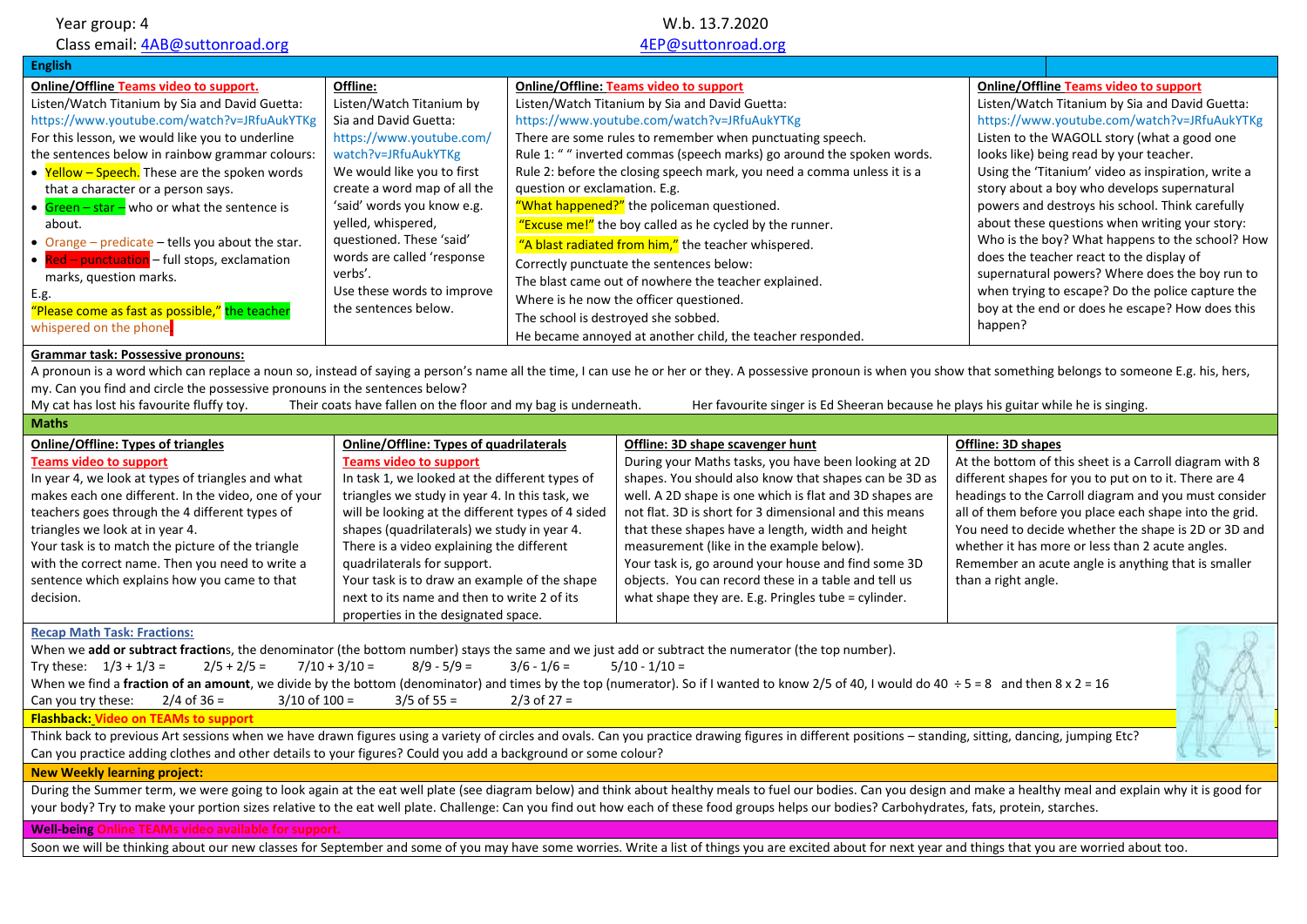Year group: 4

Class email: 4AB@suttonroad.org

W.b. 13.7.2020

4EP@suttonroad.org

## English

| Online/Offline Teams video to support. | Offline: | Online/Offline: Teams video to support | Online/Offline Teams video to support |
|---|---|---|---|
| Listen/Watch Titanium by Sia and David Guetta: https://www.youtube.com/watch?v=JRfuAukYTKg<br>For this lesson, we would like you to underline the sentences below in rainbow grammar colours:<br>• Yellow – Speech. These are the spoken words that a character or a person says.<br>• Green – star – who or what the sentence is about.<br>• Orange – predicate – tells you about the star.<br>• Red – punctuation – full stops, exclamation marks, question marks.<br>E.g.<br>"Please come as fast as possible," the teacher whispered on the phone. | Listen/Watch Titanium by Sia and David Guetta: https://www.youtube.com/watch?v=JRfuAukYTKg<br>We would like you to first create a word map of all the 'said' words you know e.g. yelled, whispered, questioned. These 'said' words are called 'response verbs'.<br>Use these words to improve the sentences below. | Listen/Watch Titanium by Sia and David Guetta: https://www.youtube.com/watch?v=JRfuAukYTKg<br>There are some rules to remember when punctuating speech.<br>Rule 1: " " inverted commas (speech marks) go around the spoken words.<br>Rule 2: before the closing speech mark, you need a comma unless it is a question or exclamation. E.g.<br>"What happened?" the policeman questioned.<br>"Excuse me!" the boy called as he cycled by the runner.<br>"A blast radiated from him," the teacher whispered.<br>Correctly punctuate the sentences below:<br>The blast came out of nowhere the teacher explained.<br>Where is he now the officer questioned.<br>The school is destroyed she sobbed.<br>He became annoyed at another child, the teacher responded. | Listen/Watch Titanium by Sia and David Guetta: https://www.youtube.com/watch?v=JRfuAukYTKg<br>Listen to the WAGOLL story (what a good one looks like) being read by your teacher.<br>Using the 'Titanium' video as inspiration, write a story about a boy who develops supernatural powers and destroys his school. Think carefully about these questions when writing your story: Who is the boy? What happens to the school? How does the teacher react to the display of supernatural powers? Where does the boy run to when trying to escape? Do the police capture the boy at the end or does he escape? How does this happen? |

**Grammar task: Possessive pronouns:**

A pronoun is a word which can replace a noun so, instead of saying a person's name all the time, I can use he or her or they. A possessive pronoun is when you show that something belongs to someone E.g. his, hers, my. Can you find and circle the possessive pronouns in the sentences below?

My cat has lost his favourite fluffy toy. Their coats have fallen on the floor and my bag is underneath. Her favourite singer is Ed Sheeran because he plays his guitar while he is singing.

## Maths

| Online/Offline: Types of triangles | Online/Offline: Types of quadrilaterals | Offline: 3D shape scavenger hunt | Offline: 3D shapes |
|---|---|---|---|
| Teams video to support<br>In year 4, we look at types of triangles and what makes each one different. In the video, one of your teachers goes through the 4 different types of triangles we look at in year 4.<br>Your task is to match the picture of the triangle with the correct name. Then you need to write a sentence which explains how you came to that decision. | Teams video to support<br>In task 1, we looked at the different types of triangles we study in year 4. In this task, we will be looking at the different types of 4 sided shapes (quadrilaterals) we study in year 4. There is a video explaining the different quadrilaterals for support.<br>Your task is to draw an example of the shape next to its name and then to write 2 of its properties in the designated space. | During your Maths tasks, you have been looking at 2D shapes. You should also know that shapes can be 3D as well. A 2D shape is one which is flat and 3D shapes are not flat. 3D is short for 3 dimensional and this means that these shapes have a length, width and height measurement (like in the example below).<br>Your task is, go around your house and find some 3D objects. You can record these in a table and tell us what shape they are. E.g. Pringles tube = cylinder. | At the bottom of this sheet is a Carroll diagram with 8 different shapes for you to put on to it. There are 4 headings to the Carroll diagram and you must consider all of them before you place each shape into the grid. You need to decide whether the shape is 2D or 3D and whether it has more or less than 2 acute angles. Remember an acute angle is anything that is smaller than a right angle. |

**Recap Math Task: Fractions:**

When we **add or subtract fraction**s, the denominator (the bottom number) stays the same and we just add or subtract the numerator (the top number).

Try these: $1/3 + 1/3 =$ $2/5 + 2/5 =$ $7/10 + 3/10 =$ $8/9 - 5/9 =$ $3/6 - 1/6 =$ $5/10 - 1/10 =$

When we find a **fraction of an amount**, we divide by the bottom (denominator) and times by the top (numerator). So if I wanted to know 2/5 of 40, I would do $40 \div 5 = 8$ and then $8 \times 2 = 16$

Can you try these: 2/4 of 36 = 3/10 of 100 = 3/5 of 55 = 2/3 of 27 =

**Flashback: Video on TEAMs to support**

Think back to previous Art sessions when we have drawn figures using a variety of circles and ovals. Can you practice drawing figures in different positions – standing, sitting, dancing, jumping Etc? Can you practice adding clothes and other details to your figures? Could you add a background or some colour?

**New Weekly learning project:**

During the Summer term, we were going to look again at the eat well plate (see diagram below) and think about healthy meals to fuel our bodies. Can you design and make a healthy meal and explain why it is good for your body? Try to make your portion sizes relative to the eat well plate. Challenge: Can you find out how each of these food groups helps our bodies? Carbohydrates, fats, protein, starches.

**Well-being Online TEAMs video available for support.**

Soon we will be thinking about our new classes for September and some of you may have some worries. Write a list of things you are excited about for next year and things that you are worried about too.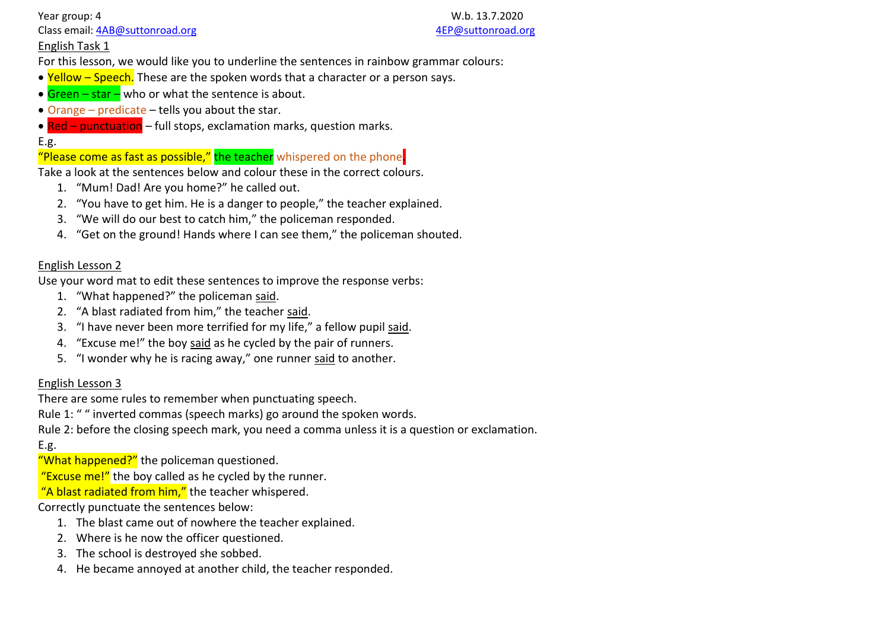Year group: 4 W.b. 13.7.2020

Class email: 4AB@suttonroad.org 4EP@suttonroad.org

English Task 1

For this lesson, we would like you to underline the sentences in rainbow grammar colours:

- Yellow – Speech. These are the spoken words that a character or a person says.
- Green – star – who or what the sentence is about.
- Orange – predicate – tells you about the star.
- Red – punctuation – full stops, exclamation marks, question marks.

E.g.

"Please come as fast as possible," the teacher whispered on the phone.

Take a look at the sentences below and colour these in the correct colours.

1. "Mum! Dad! Are you home?" he called out.
2. "You have to get him. He is a danger to people," the teacher explained.
3. "We will do our best to catch him," the policeman responded.
4. "Get on the ground! Hands where I can see them," the policeman shouted.

English Lesson 2

Use your word mat to edit these sentences to improve the response verbs:

1. "What happened?" the policeman <u>said</u>.
2. "A blast radiated from him," the teacher <u>said</u>.
3. "I have never been more terrified for my life," a fellow pupil <u>said</u>.
4. "Excuse me!" the boy <u>said</u> as he cycled by the pair of runners.
5. "I wonder why he is racing away," one runner <u>said</u> to another.

English Lesson 3

There are some rules to remember when punctuating speech.

Rule 1: " " inverted commas (speech marks) go around the spoken words.

Rule 2: before the closing speech mark, you need a comma unless it is a question or exclamation.

E.g.

"What happened?" the policeman questioned.

"Excuse me!" the boy called as he cycled by the runner.

"A blast radiated from him," the teacher whispered.

Correctly punctuate the sentences below:

1. The blast came out of nowhere the teacher explained.
2. Where is he now the officer questioned.
3. The school is destroyed she sobbed.
4. He became annoyed at another child, the teacher responded.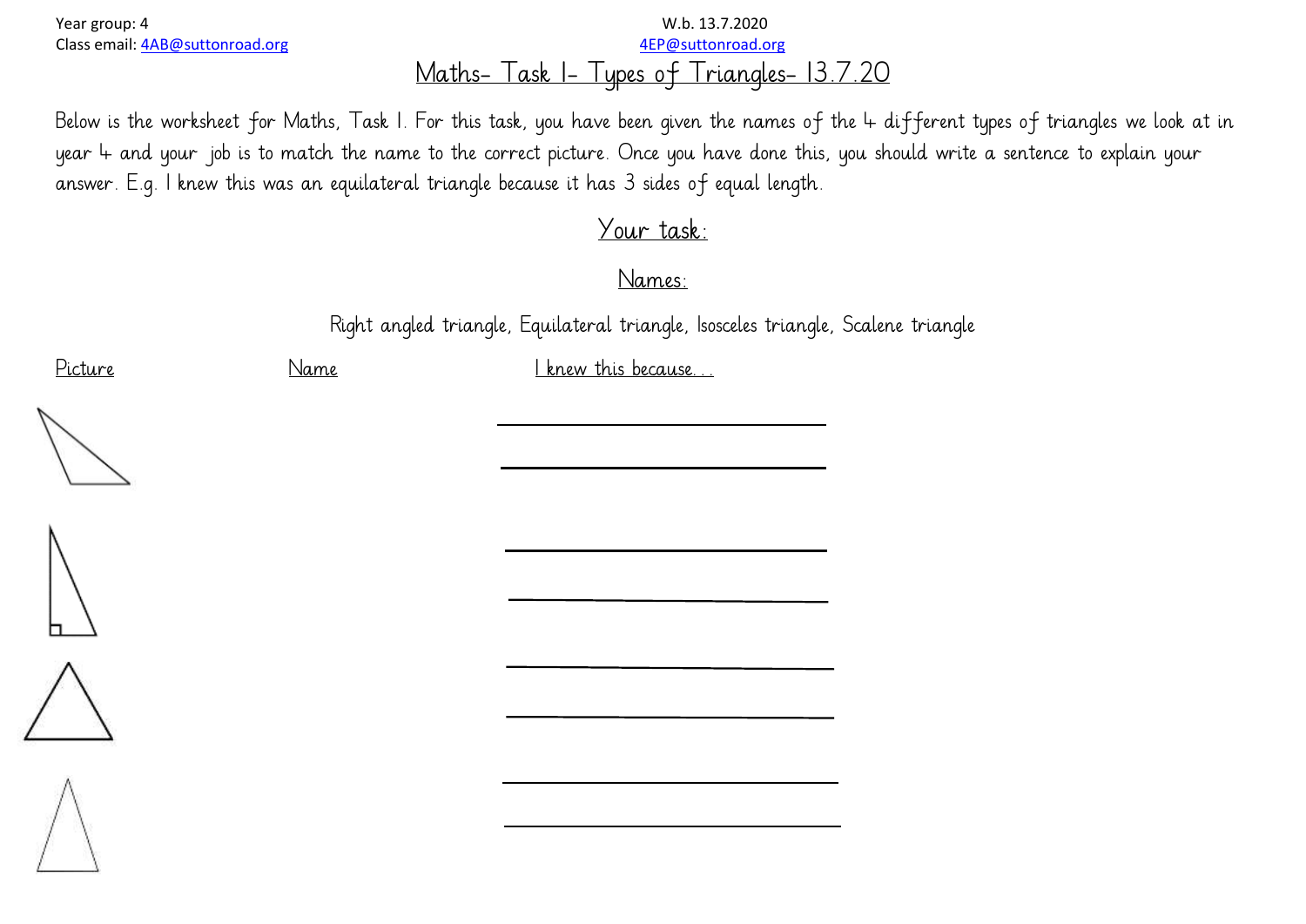Year group: 4
Class email: 4AB@suttonroad.org

W.b. 13.7.2020
4EP@suttonroad.org

# Maths- Task 1- Types of Triangles- 13.7.20

Below is the worksheet for Maths, Task 1. For this task, you have been given the names of the 4 different types of triangles we look at in year 4 and your job is to match the name to the correct picture. Once you have done this, you should write a sentence to explain your answer. E.g. I knew this was an equilateral triangle because it has 3 sides of equal length.

## Your task:

### Names:

Right angled triangle, Equilateral triangle, Isosceles triangle, Scalene triangle

| Picture | Name | I knew this because... |
|---|---|---|
| | | ______________________________ ______________________________ |
| | | ______________________________ ______________________________ |
| | | ______________________________ ______________________________ |
| | | ______________________________ ______________________________ |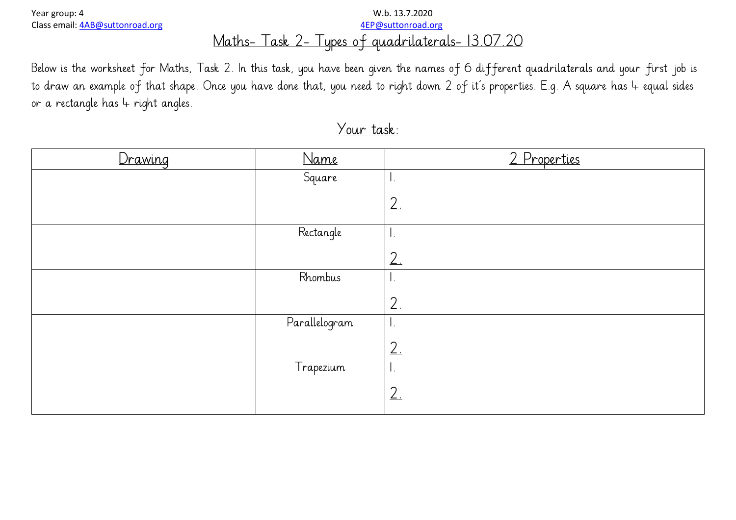Year group: 4
Class email: 4AB@suttonroad.org

W.b. 13.7.2020
4EP@suttonroad.org

# Maths- Task 2- Types of quadrilaterals- 13.07.20

Below is the worksheet for Maths, Task 2. In this task, you have been given the names of 6 different quadrilaterals and your first job is to draw an example of that shape. Once you have done that, you need to right down 2 of it's properties. E.g. A square has 4 equal sides or a rectangle has 4 right angles.

## Your task:

| Drawing | Name | 2 Properties |
| --- | --- | --- |
| | Square | 1.<br>2. |
| | Rectangle | 1.<br>2. |
| | Rhombus | 1.<br>2. |
| | Parallelogram | 1.<br>2. |
| | Trapezium | 1.<br>2. |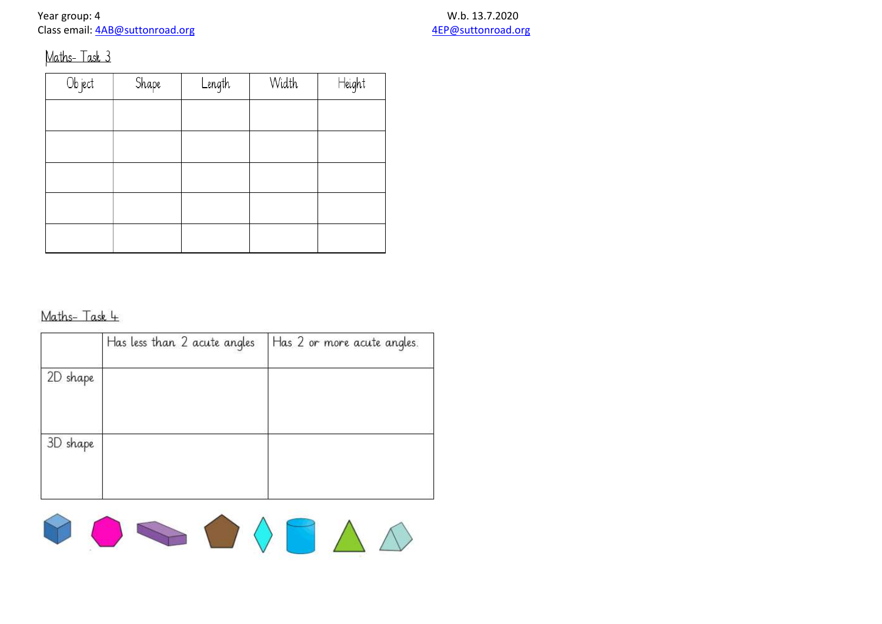Year group: 4
Class email: 4AB@suttonroad.org

W.b. 13.7.2020
4EP@suttonroad.org

## Maths- Task 3

| Object | Shape | Length | Width | Height |
|---|---|---|---|---|
| | | | | |
| | | | | |
| | | | | |
| | | | | |
| | | | | |

## Maths- Task 4

| | Has less than 2 acute angles | Has 2 or more acute angles. |
|---|---|---|
| 2D shape | | |
| 3D shape | | |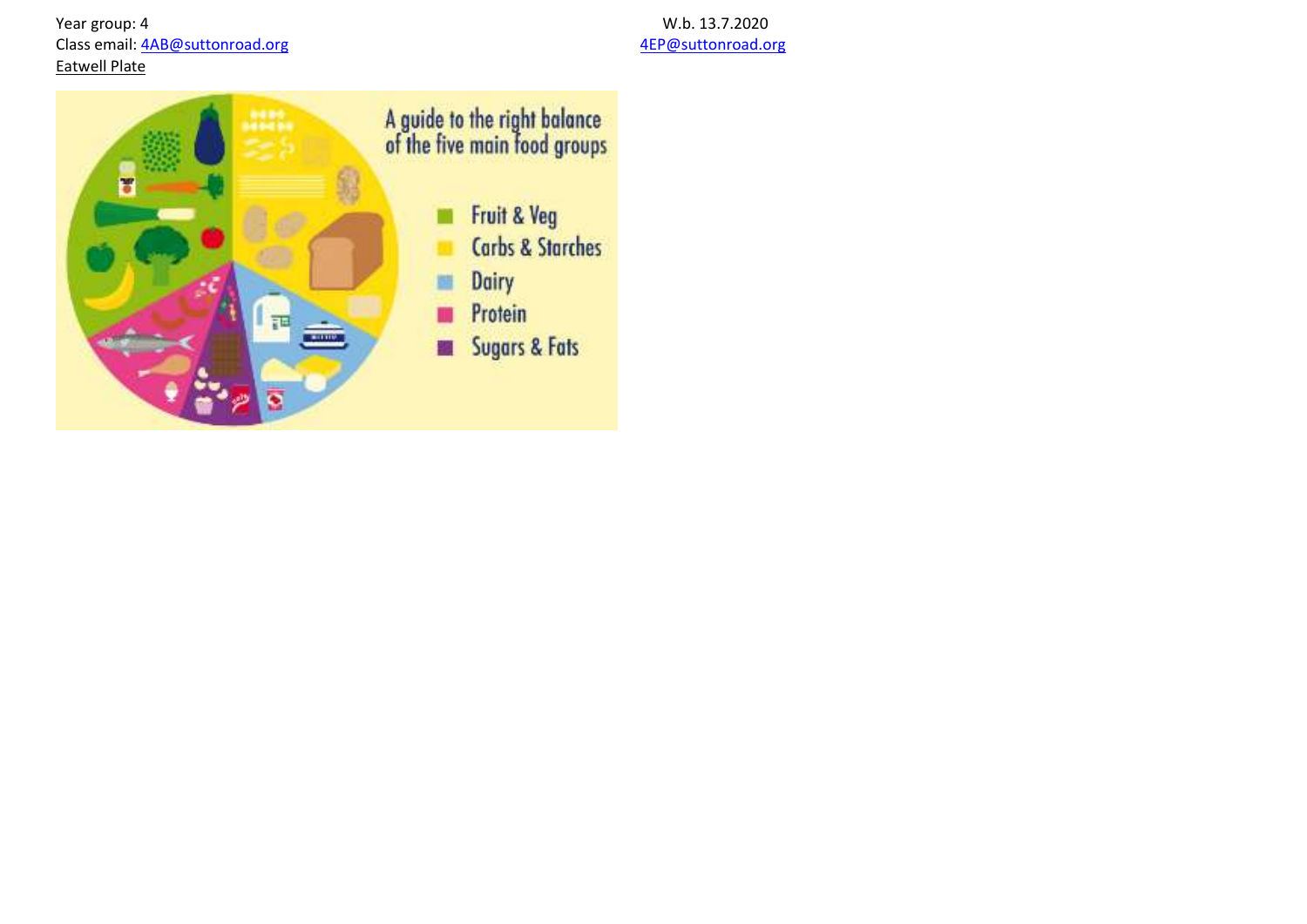Year group: 4

Class email: 4AB@suttonroad.org

W.b. 13.7.2020

4EP@suttonroad.org

Eatwell Plate

A guide to the right balance of the five main food groups

- Fruit & Veg
- Carbs & Starches
- Dairy
- Protein
- Sugars & Fats